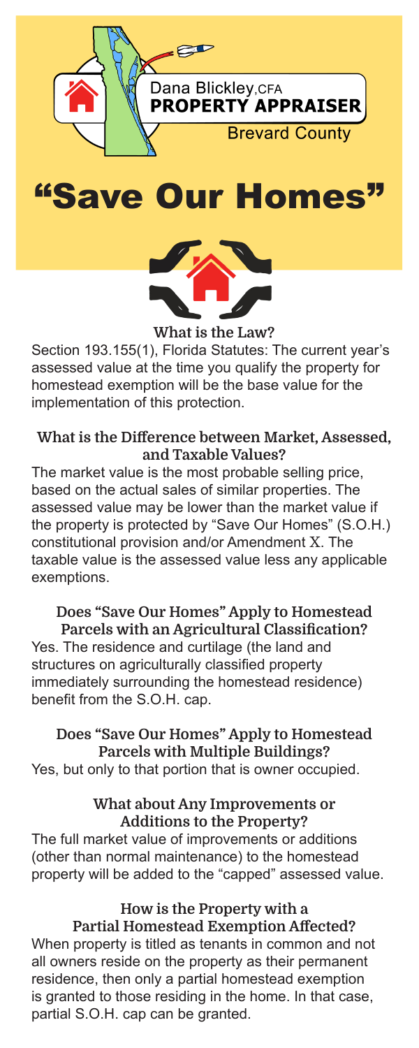Dana Blickley, CFA
**PROPERTY APPRAISER**
Brevard County

# "Save Our Homes"

## What is the Law?

Section 193.155(1), Florida Statutes: The current year's assessed value at the time you qualify the property for homestead exemption will be the base value for the implementation of this protection.

## What is the Difference between Market, Assessed, and Taxable Values?

The market value is the most probable selling price, based on the actual sales of similar properties. The assessed value may be lower than the market value if the property is protected by "Save Our Homes" (S.O.H.) constitutional provision and/or Amendment X. The taxable value is the assessed value less any applicable exemptions.

## Does "Save Our Homes" Apply to Homestead Parcels with an Agricultural Classification?

Yes. The residence and curtilage (the land and structures on agriculturally classified property immediately surrounding the homestead residence) benefit from the S.O.H. cap.

## Does "Save Our Homes" Apply to Homestead Parcels with Multiple Buildings?

Yes, but only to that portion that is owner occupied.

## What about Any Improvements or Additions to the Property?

The full market value of improvements or additions (other than normal maintenance) to the homestead property will be added to the "capped" assessed value.

## How is the Property with a Partial Homestead Exemption Affected?

When property is titled as tenants in common and not all owners reside on the property as their permanent residence, then only a partial homestead exemption is granted to those residing in the home. In that case, partial S.O.H. cap can be granted.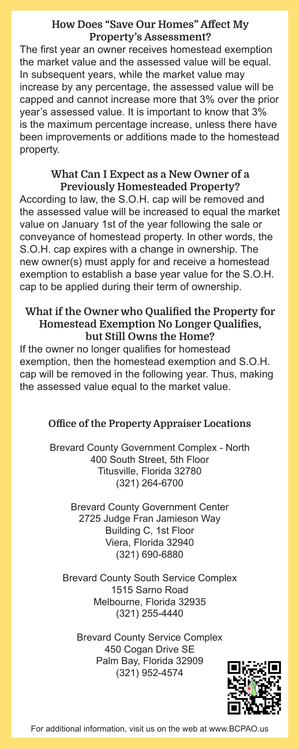## How Does "Save Our Homes" Affect My Property's Assessment?

The first year an owner receives homestead exemption the market value and the assessed value will be equal. In subsequent years, while the market value may increase by any percentage, the assessed value will be capped and cannot increase more that 3% over the prior year's assessed value. It is important to know that 3% is the maximum percentage increase, unless there have been improvements or additions made to the homestead property.

## What Can I Expect as a New Owner of a Previously Homesteaded Property?

According to law, the S.O.H. cap will be removed and the assessed value will be increased to equal the market value on January 1st of the year following the sale or conveyance of homestead property. In other words, the S.O.H. cap expires with a change in ownership. The new owner(s) must apply for and receive a homestead exemption to establish a base year value for the S.O.H. cap to be applied during their term of ownership.

## What if the Owner who Qualified the Property for Homestead Exemption No Longer Qualifies, but Still Owns the Home?

If the owner no longer qualifies for homestead exemption, then the homestead exemption and S.O.H. cap will be removed in the following year. Thus, making the assessed value equal to the market value.

### Office of the Property Appraiser Locations

Brevard County Government Complex - North
400 South Street, 5th Floor
Titusville, Florida 32780
(321) 264-6700

Brevard County Government Center
2725 Judge Fran Jamieson Way
Building C, 1st Floor
Viera, Florida 32940
(321) 690-6880

Brevard County South Service Complex
1515 Sarno Road
Melbourne, Florida 32935
(321) 255-4440

Brevard County Service Complex
450 Cogan Drive SE
Palm Bay, Florida 32909
(321) 952-4574

For additional information, visit us on the web at www.BCPAO.us